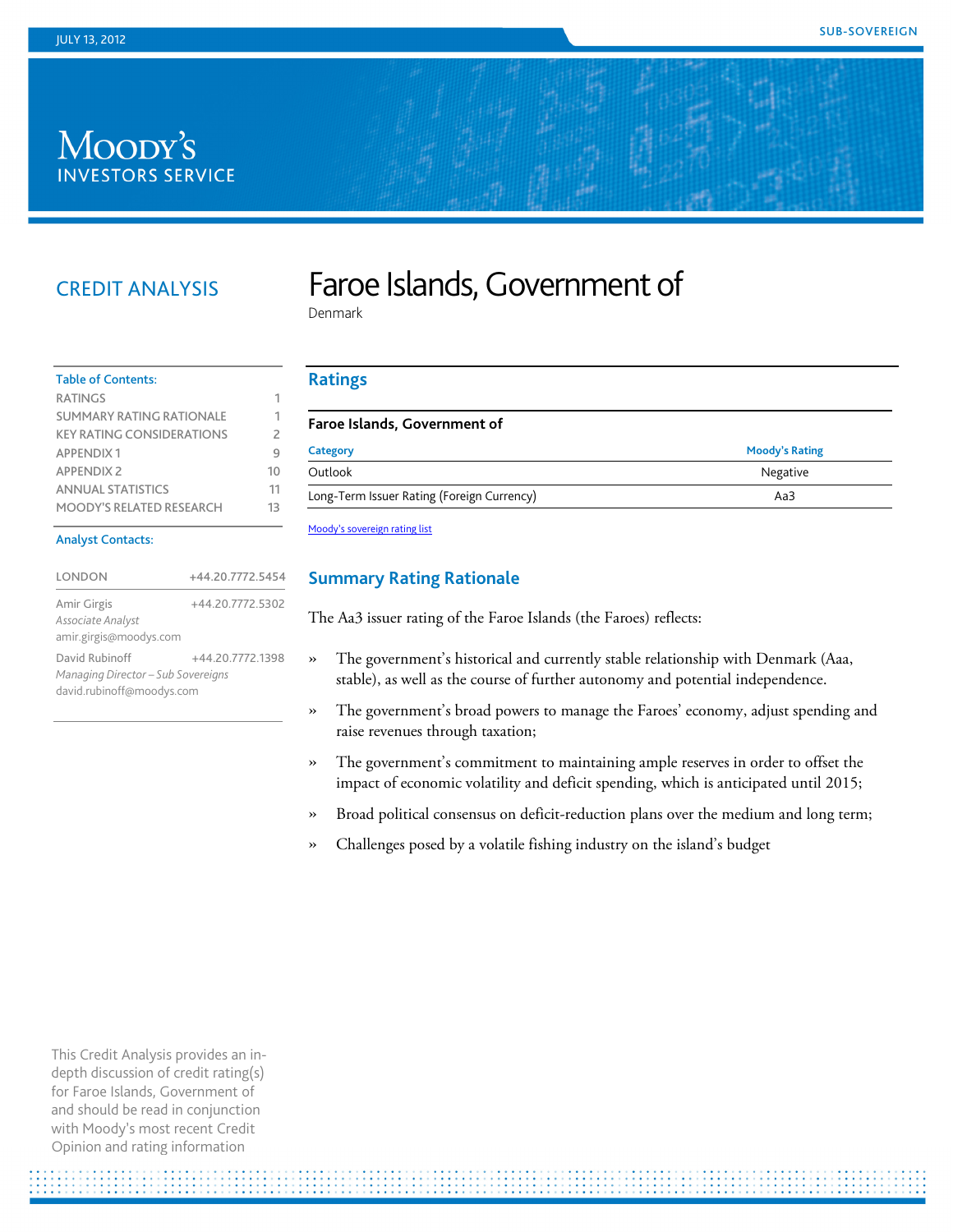JULY 13, 2012

SUB-SOVEREIGN

Moody's
INVESTORS SERVICE

CREDIT ANALYSIS

# Faroe Islands, Government of

Denmark

**Table of Contents:**

| | |
|---|---|
| RATINGS | 1 |
| SUMMARY RATING RATIONALE | 1 |
| KEY RATING CONSIDERATIONS | 2 |
| APPENDIX 1 | 9 |
| APPENDIX 2 | 10 |
| ANNUAL STATISTICS | 11 |
| MOODY'S RELATED RESEARCH | 13 |

**Analyst Contacts:**

| | |
|---|---|
| LONDON | +44.20.7772.5454 |
| Amir Girgis<br>*Associate Analyst*<br>amir.girgis@moodys.com | +44.20.7772.5302 |
| David Rubinoff<br>*Managing Director – Sub Sovereigns*<br>david.rubinoff@moodys.com | +44.20.7772.1398 |

This Credit Analysis provides an in-depth discussion of credit rating(s) for Faroe Islands, Government of and should be read in conjunction with Moody's most recent Credit Opinion and rating information

## Ratings

**Faroe Islands, Government of**

| Category | Moody's Rating |
|---|---|
| Outlook | Negative |
| Long-Term Issuer Rating (Foreign Currency) | Aa3 |

Moody's sovereign rating list

## Summary Rating Rationale

The Aa3 issuer rating of the Faroe Islands (the Faroes) reflects:

- The government's historical and currently stable relationship with Denmark (Aaa, stable), as well as the course of further autonomy and potential independence.
- The government's broad powers to manage the Faroes' economy, adjust spending and raise revenues through taxation;
- The government's commitment to maintaining ample reserves in order to offset the impact of economic volatility and deficit spending, which is anticipated until 2015;
- Broad political consensus on deficit-reduction plans over the medium and long term;
- Challenges posed by a volatile fishing industry on the island's budget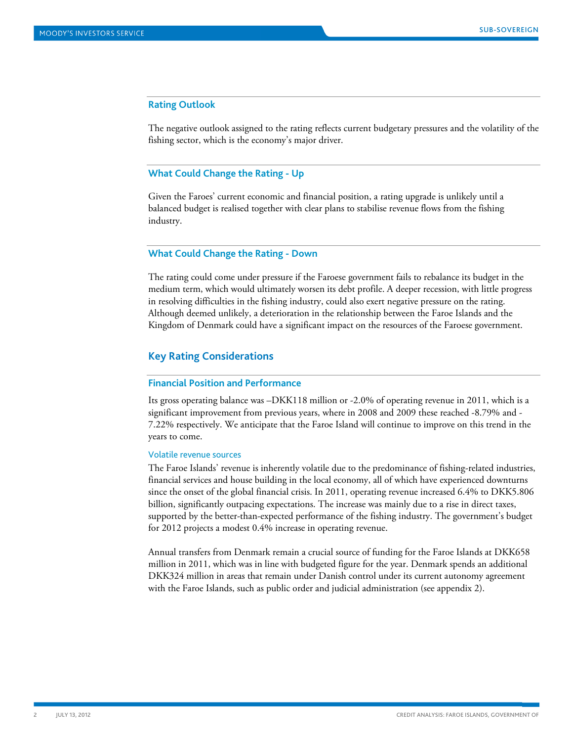## Rating Outlook

The negative outlook assigned to the rating reflects current budgetary pressures and the volatility of the fishing sector, which is the economy's major driver.

## What Could Change the Rating - Up

Given the Faroes' current economic and financial position, a rating upgrade is unlikely until a balanced budget is realised together with clear plans to stabilise revenue flows from the fishing industry.

## What Could Change the Rating - Down

The rating could come under pressure if the Faroese government fails to rebalance its budget in the medium term, which would ultimately worsen its debt profile. A deeper recession, with little progress in resolving difficulties in the fishing industry, could also exert negative pressure on the rating. Although deemed unlikely, a deterioration in the relationship between the Faroe Islands and the Kingdom of Denmark could have a significant impact on the resources of the Faroese government.

# Key Rating Considerations

## Financial Position and Performance

Its gross operating balance was –DKK118 million or -2.0% of operating revenue in 2011, which is a significant improvement from previous years, where in 2008 and 2009 these reached -8.79% and -7.22% respectively. We anticipate that the Faroe Island will continue to improve on this trend in the years to come.

### Volatile revenue sources

The Faroe Islands' revenue is inherently volatile due to the predominance of fishing-related industries, financial services and house building in the local economy, all of which have experienced downturns since the onset of the global financial crisis. In 2011, operating revenue increased 6.4% to DKK5.806 billion, significantly outpacing expectations. The increase was mainly due to a rise in direct taxes, supported by the better-than-expected performance of the fishing industry. The government's budget for 2012 projects a modest 0.4% increase in operating revenue.

Annual transfers from Denmark remain a crucial source of funding for the Faroe Islands at DKK658 million in 2011, which was in line with budgeted figure for the year. Denmark spends an additional DKK324 million in areas that remain under Danish control under its current autonomy agreement with the Faroe Islands, such as public order and judicial administration (see appendix 2).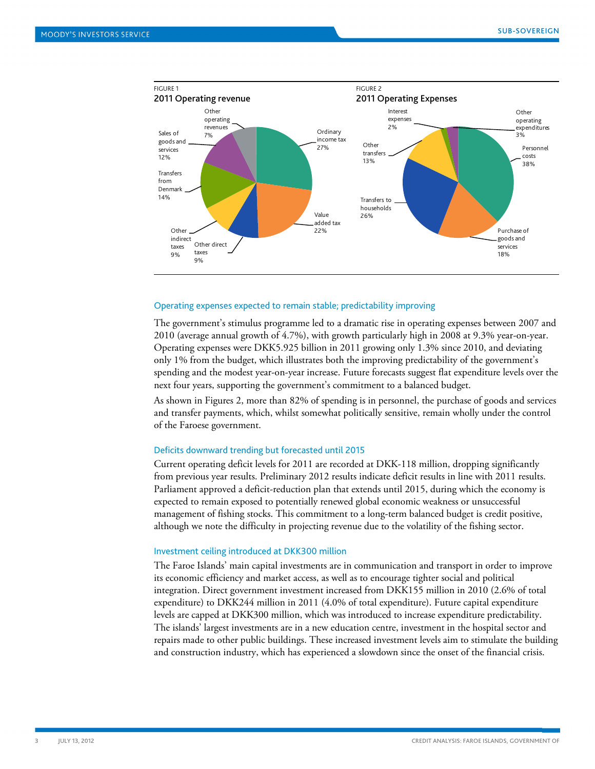FIGURE 1

**2011 Operating revenue**

Ordinary income tax 27%

Value added tax 22%

Other direct taxes 9%

Other indirect taxes 9%

Transfers from Denmark 14%

Sales of goods and services 12%

Other operating revenues 7%

FIGURE 2

**2011 Operating Expenses**

Personnel costs 38%

Purchase of goods and services 18%

Transfers to households 26%

Other transfers 13%

Interest expenses 2%

Other operating expenditures 3%

### Operating expenses expected to remain stable; predictability improving

The government's stimulus programme led to a dramatic rise in operating expenses between 2007 and 2010 (average annual growth of 4.7%), with growth particularly high in 2008 at 9.3% year-on-year. Operating expenses were DKK5.925 billion in 2011 growing only 1.3% since 2010, and deviating only 1% from the budget, which illustrates both the improving predictability of the government's spending and the modest year-on-year increase. Future forecasts suggest flat expenditure levels over the next four years, supporting the government's commitment to a balanced budget.

As shown in Figures 2, more than 82% of spending is in personnel, the purchase of goods and services and transfer payments, which, whilst somewhat politically sensitive, remain wholly under the control of the Faroese government.

### Deficits downward trending but forecasted until 2015

Current operating deficit levels for 2011 are recorded at DKK-118 million, dropping significantly from previous year results. Preliminary 2012 results indicate deficit results in line with 2011 results. Parliament approved a deficit-reduction plan that extends until 2015, during which the economy is expected to remain exposed to potentially renewed global economic weakness or unsuccessful management of fishing stocks. This commitment to a long-term balanced budget is credit positive, although we note the difficulty in projecting revenue due to the volatility of the fishing sector.

### Investment ceiling introduced at DKK300 million

The Faroe Islands' main capital investments are in communication and transport in order to improve its economic efficiency and market access, as well as to encourage tighter social and political integration. Direct government investment increased from DKK155 million in 2010 (2.6% of total expenditure) to DKK244 million in 2011 (4.0% of total expenditure). Future capital expenditure levels are capped at DKK300 million, which was introduced to increase expenditure predictability. The islands' largest investments are in a new education centre, investment in the hospital sector and repairs made to other public buildings. These increased investment levels aim to stimulate the building and construction industry, which has experienced a slowdown since the onset of the financial crisis.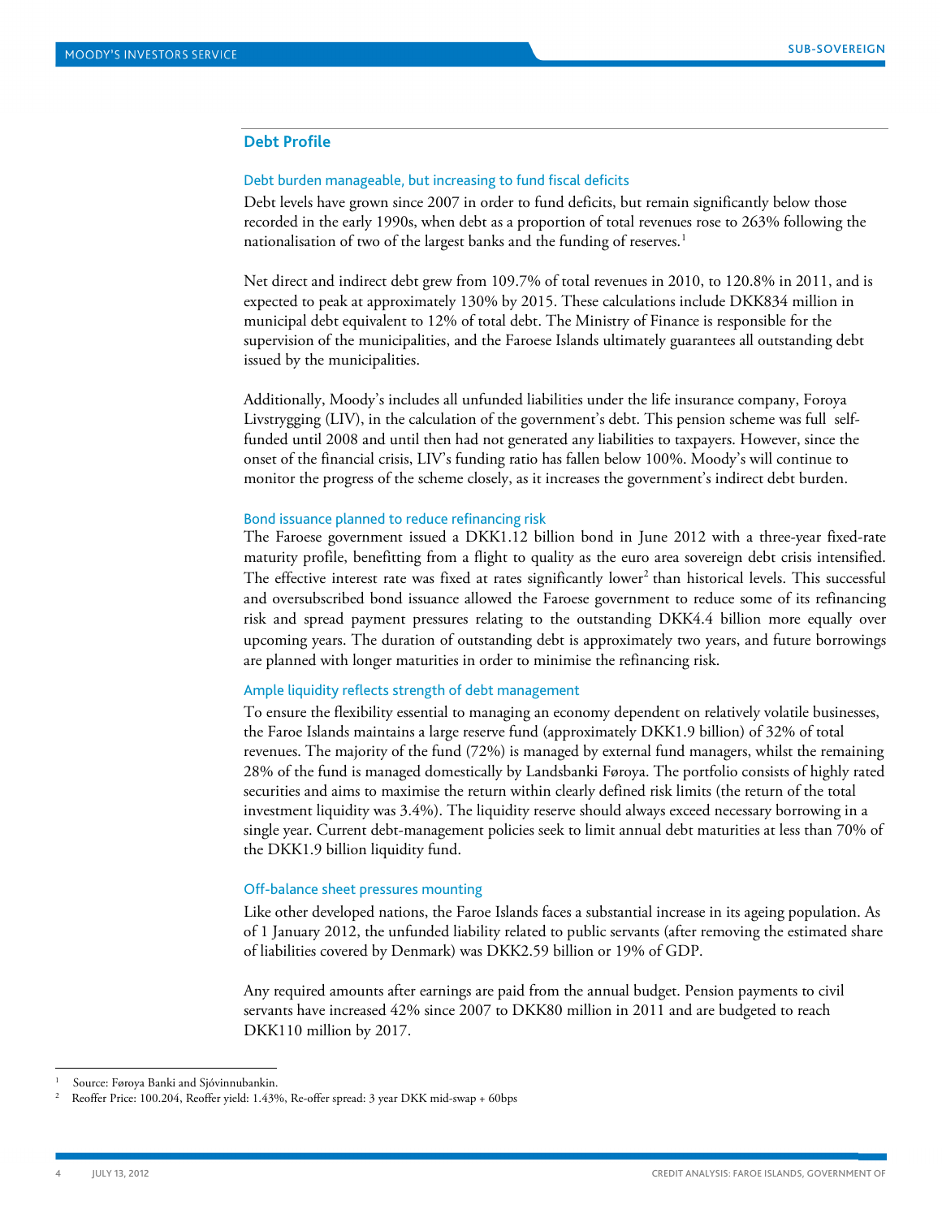## Debt Profile

### Debt burden manageable, but increasing to fund fiscal deficits

Debt levels have grown since 2007 in order to fund deficits, but remain significantly below those recorded in the early 1990s, when debt as a proportion of total revenues rose to 263% following the nationalisation of two of the largest banks and the funding of reserves.[1]

Net direct and indirect debt grew from 109.7% of total revenues in 2010, to 120.8% in 2011, and is expected to peak at approximately 130% by 2015. These calculations include DKK834 million in municipal debt equivalent to 12% of total debt. The Ministry of Finance is responsible for the supervision of the municipalities, and the Faroese Islands ultimately guarantees all outstanding debt issued by the municipalities.

Additionally, Moody's includes all unfunded liabilities under the life insurance company, Foroya Livstrygging (LIV), in the calculation of the government's debt. This pension scheme was full self-funded until 2008 and until then had not generated any liabilities to taxpayers. However, since the onset of the financial crisis, LIV's funding ratio has fallen below 100%. Moody's will continue to monitor the progress of the scheme closely, as it increases the government's indirect debt burden.

### Bond issuance planned to reduce refinancing risk

The Faroese government issued a DKK1.12 billion bond in June 2012 with a three-year fixed-rate maturity profile, benefitting from a flight to quality as the euro area sovereign debt crisis intensified. The effective interest rate was fixed at rates significantly lower[2] than historical levels. This successful and oversubscribed bond issuance allowed the Faroese government to reduce some of its refinancing risk and spread payment pressures relating to the outstanding DKK4.4 billion more equally over upcoming years. The duration of outstanding debt is approximately two years, and future borrowings are planned with longer maturities in order to minimise the refinancing risk.

### Ample liquidity reflects strength of debt management

To ensure the flexibility essential to managing an economy dependent on relatively volatile businesses, the Faroe Islands maintains a large reserve fund (approximately DKK1.9 billion) of 32% of total revenues. The majority of the fund (72%) is managed by external fund managers, whilst the remaining 28% of the fund is managed domestically by Landsbanki Føroya. The portfolio consists of highly rated securities and aims to maximise the return within clearly defined risk limits (the return of the total investment liquidity was 3.4%). The liquidity reserve should always exceed necessary borrowing in a single year. Current debt-management policies seek to limit annual debt maturities at less than 70% of the DKK1.9 billion liquidity fund.

### Off-balance sheet pressures mounting

Like other developed nations, the Faroe Islands faces a substantial increase in its ageing population. As of 1 January 2012, the unfunded liability related to public servants (after removing the estimated share of liabilities covered by Denmark) was DKK2.59 billion or 19% of GDP.

Any required amounts after earnings are paid from the annual budget. Pension payments to civil servants have increased 42% since 2007 to DKK80 million in 2011 and are budgeted to reach DKK110 million by 2017.

---

[1] Source: Føroya Banki and Sjóvinnubankin.

[2] Reoffer Price: 100.204, Reoffer yield: 1.43%, Re-offer spread: 3 year DKK mid-swap + 60bps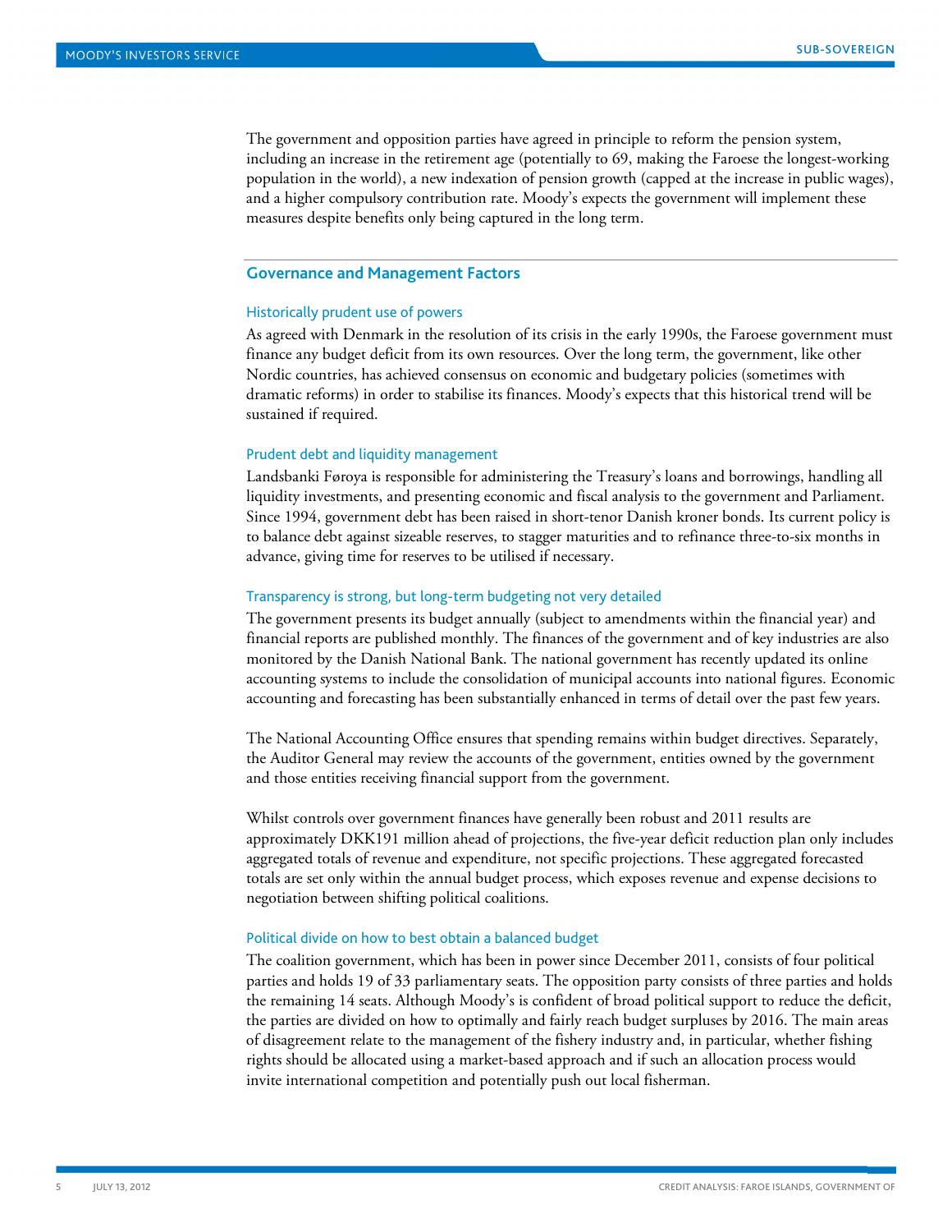The government and opposition parties have agreed in principle to reform the pension system, including an increase in the retirement age (potentially to 69, making the Faroese the longest-working population in the world), a new indexation of pension growth (capped at the increase in public wages), and a higher compulsory contribution rate. Moody's expects the government will implement these measures despite benefits only being captured in the long term.

## Governance and Management Factors

### Historically prudent use of powers

As agreed with Denmark in the resolution of its crisis in the early 1990s, the Faroese government must finance any budget deficit from its own resources. Over the long term, the government, like other Nordic countries, has achieved consensus on economic and budgetary policies (sometimes with dramatic reforms) in order to stabilise its finances. Moody's expects that this historical trend will be sustained if required.

### Prudent debt and liquidity management

Landsbanki Føroya is responsible for administering the Treasury's loans and borrowings, handling all liquidity investments, and presenting economic and fiscal analysis to the government and Parliament. Since 1994, government debt has been raised in short-tenor Danish kroner bonds. Its current policy is to balance debt against sizeable reserves, to stagger maturities and to refinance three-to-six months in advance, giving time for reserves to be utilised if necessary.

### Transparency is strong, but long-term budgeting not very detailed

The government presents its budget annually (subject to amendments within the financial year) and financial reports are published monthly. The finances of the government and of key industries are also monitored by the Danish National Bank. The national government has recently updated its online accounting systems to include the consolidation of municipal accounts into national figures. Economic accounting and forecasting has been substantially enhanced in terms of detail over the past few years.

The National Accounting Office ensures that spending remains within budget directives. Separately, the Auditor General may review the accounts of the government, entities owned by the government and those entities receiving financial support from the government.

Whilst controls over government finances have generally been robust and 2011 results are approximately DKK191 million ahead of projections, the five-year deficit reduction plan only includes aggregated totals of revenue and expenditure, not specific projections. These aggregated forecasted totals are set only within the annual budget process, which exposes revenue and expense decisions to negotiation between shifting political coalitions.

### Political divide on how to best obtain a balanced budget

The coalition government, which has been in power since December 2011, consists of four political parties and holds 19 of 33 parliamentary seats. The opposition party consists of three parties and holds the remaining 14 seats. Although Moody's is confident of broad political support to reduce the deficit, the parties are divided on how to optimally and fairly reach budget surpluses by 2016. The main areas of disagreement relate to the management of the fishery industry and, in particular, whether fishing rights should be allocated using a market-based approach and if such an allocation process would invite international competition and potentially push out local fisherman.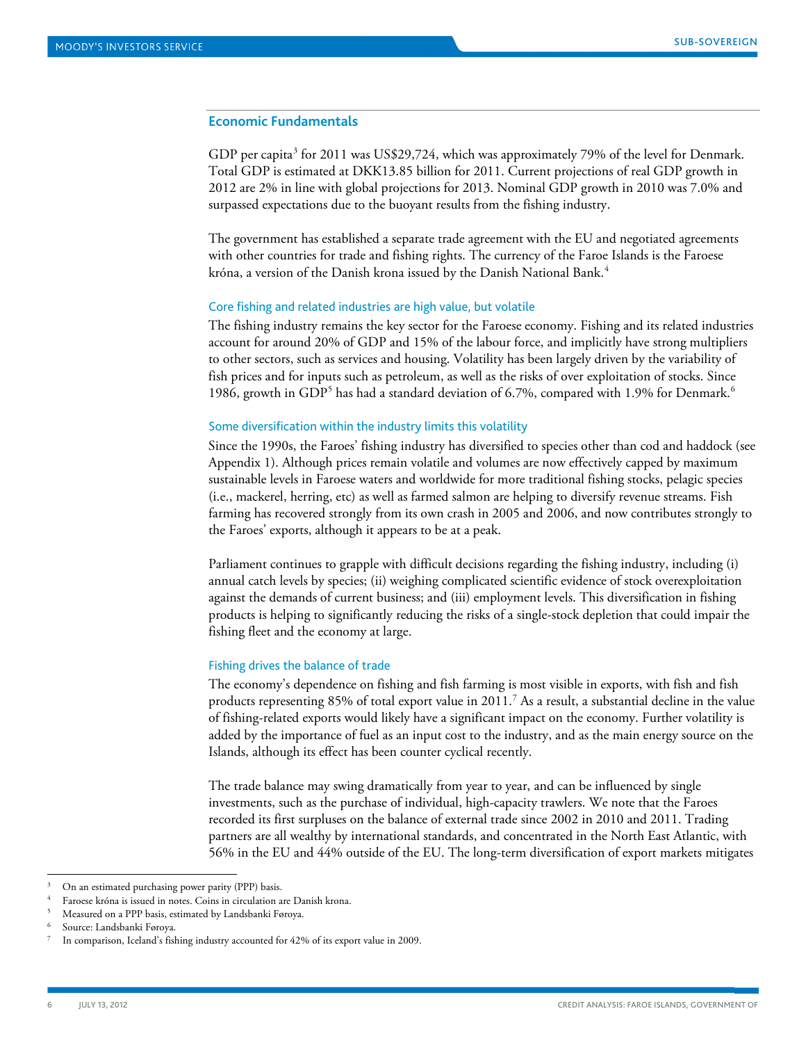## Economic Fundamentals

GDP per capita[3] for 2011 was US$29,724, which was approximately 79% of the level for Denmark. Total GDP is estimated at DKK13.85 billion for 2011. Current projections of real GDP growth in 2012 are 2% in line with global projections for 2013. Nominal GDP growth in 2010 was 7.0% and surpassed expectations due to the buoyant results from the fishing industry.

The government has established a separate trade agreement with the EU and negotiated agreements with other countries for trade and fishing rights. The currency of the Faroe Islands is the Faroese króna, a version of the Danish krona issued by the Danish National Bank.[4]

### Core fishing and related industries are high value, but volatile

The fishing industry remains the key sector for the Faroese economy. Fishing and its related industries account for around 20% of GDP and 15% of the labour force, and implicitly have strong multipliers to other sectors, such as services and housing. Volatility has been largely driven by the variability of fish prices and for inputs such as petroleum, as well as the risks of over exploitation of stocks. Since 1986, growth in GDP[5] has had a standard deviation of 6.7%, compared with 1.9% for Denmark.[6]

### Some diversification within the industry limits this volatility

Since the 1990s, the Faroes' fishing industry has diversified to species other than cod and haddock (see Appendix 1). Although prices remain volatile and volumes are now effectively capped by maximum sustainable levels in Faroese waters and worldwide for more traditional fishing stocks, pelagic species (i.e., mackerel, herring, etc) as well as farmed salmon are helping to diversify revenue streams. Fish farming has recovered strongly from its own crash in 2005 and 2006, and now contributes strongly to the Faroes' exports, although it appears to be at a peak.

Parliament continues to grapple with difficult decisions regarding the fishing industry, including (i) annual catch levels by species; (ii) weighing complicated scientific evidence of stock overexploitation against the demands of current business; and (iii) employment levels. This diversification in fishing products is helping to significantly reducing the risks of a single-stock depletion that could impair the fishing fleet and the economy at large.

### Fishing drives the balance of trade

The economy's dependence on fishing and fish farming is most visible in exports, with fish and fish products representing 85% of total export value in 2011.[7] As a result, a substantial decline in the value of fishing-related exports would likely have a significant impact on the economy. Further volatility is added by the importance of fuel as an input cost to the industry, and as the main energy source on the Islands, although its effect has been counter cyclical recently.

The trade balance may swing dramatically from year to year, and can be influenced by single investments, such as the purchase of individual, high-capacity trawlers. We note that the Faroes recorded its first surpluses on the balance of external trade since 2002 in 2010 and 2011. Trading partners are all wealthy by international standards, and concentrated in the North East Atlantic, with 56% in the EU and 44% outside of the EU. The long-term diversification of export markets mitigates

---

[3] On an estimated purchasing power parity (PPP) basis.

[4] Faroese króna is issued in notes. Coins in circulation are Danish krona.

[5] Measured on a PPP basis, estimated by Landsbanki Føroya.

[6] Source: Landsbanki Føroya.

[7] In comparison, Iceland's fishing industry accounted for 42% of its export value in 2009.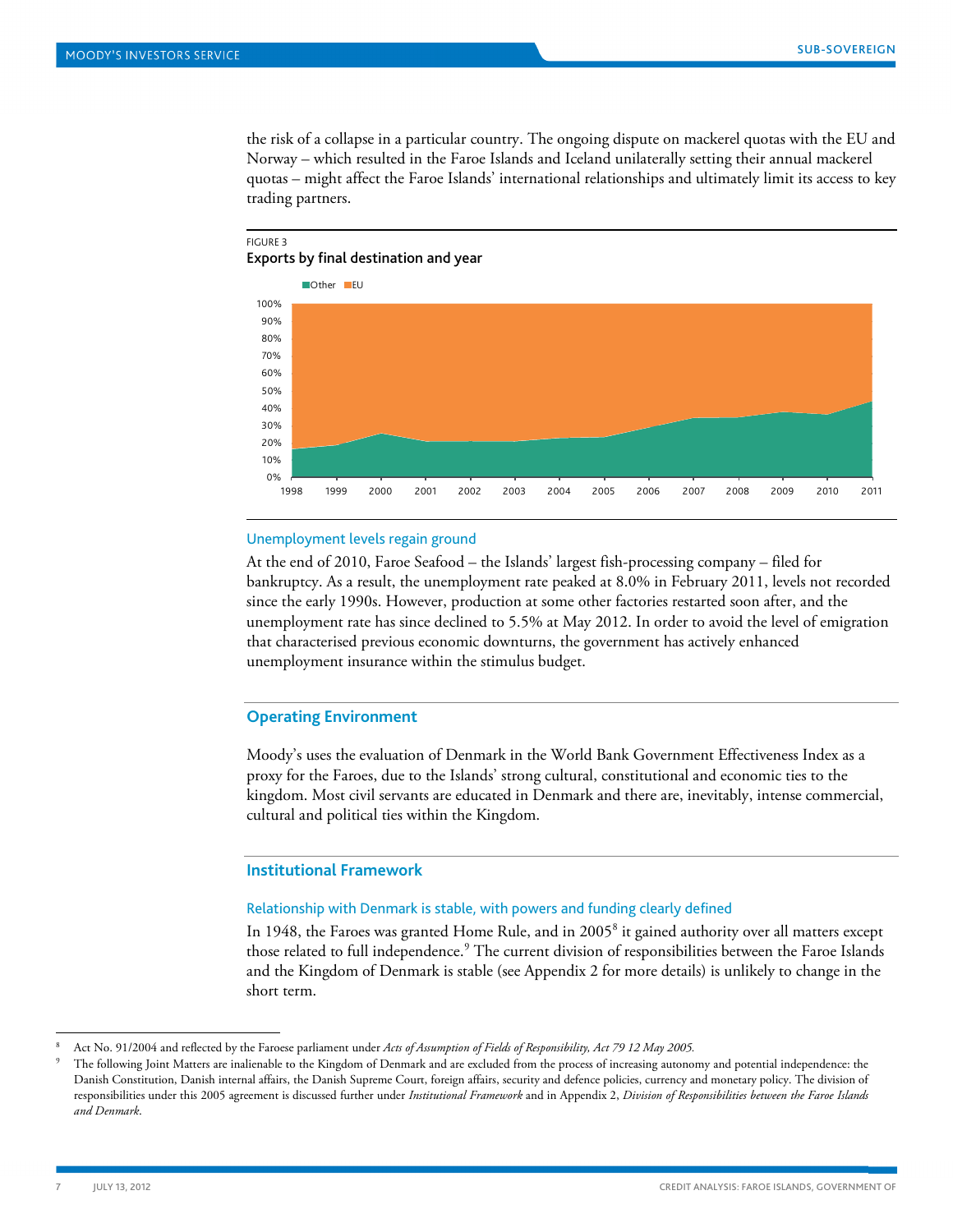the risk of a collapse in a particular country. The ongoing dispute on mackerel quotas with the EU and Norway – which resulted in the Faroe Islands and Iceland unilaterally setting their annual mackerel quotas – might affect the Faroe Islands' international relationships and ultimately limit its access to key trading partners.

FIGURE 3

**Exports by final destination and year**

Other EU

100%
90%
80%
70%
60%
50%
40%
30%
20%
10%
0%

1998 1999 2000 2001 2002 2003 2004 2005 2006 2007 2008 2009 2010 2011

### Unemployment levels regain ground

At the end of 2010, Faroe Seafood – the Islands' largest fish-processing company – filed for bankruptcy. As a result, the unemployment rate peaked at 8.0% in February 2011, levels not recorded since the early 1990s. However, production at some other factories restarted soon after, and the unemployment rate has since declined to 5.5% at May 2012. In order to avoid the level of emigration that characterised previous economic downturns, the government has actively enhanced unemployment insurance within the stimulus budget.

## Operating Environment

Moody's uses the evaluation of Denmark in the World Bank Government Effectiveness Index as a proxy for the Faroes, due to the Islands' strong cultural, constitutional and economic ties to the kingdom. Most civil servants are educated in Denmark and there are, inevitably, intense commercial, cultural and political ties within the Kingdom.

## Institutional Framework

### Relationship with Denmark is stable, with powers and funding clearly defined

In 1948, the Faroes was granted Home Rule, and in 2005[8] it gained authority over all matters except those related to full independence.[9] The current division of responsibilities between the Faroe Islands and the Kingdom of Denmark is stable (see Appendix 2 for more details) is unlikely to change in the short term.

---

8 Act No. 91/2004 and reflected by the Faroese parliament under *Acts of Assumption of Fields of Responsibility, Act 79 12 May 2005.*

9 The following Joint Matters are inalienable to the Kingdom of Denmark and are excluded from the process of increasing autonomy and potential independence: the Danish Constitution, Danish internal affairs, the Danish Supreme Court, foreign affairs, security and defence policies, currency and monetary policy. The division of responsibilities under this 2005 agreement is discussed further under *Institutional Framework* and in Appendix 2, *Division of Responsibilities between the Faroe Islands and Denmark*.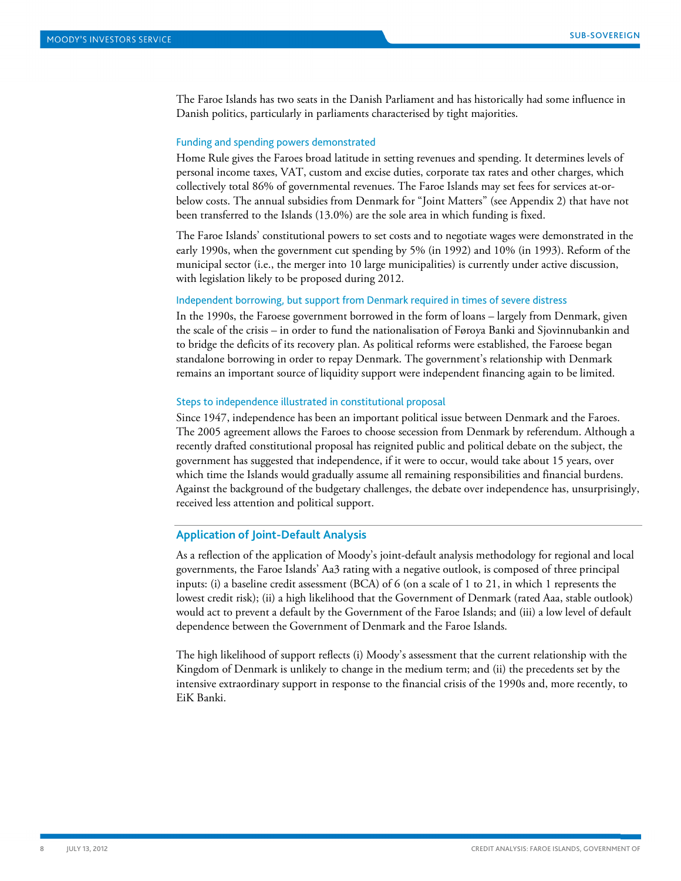The Faroe Islands has two seats in the Danish Parliament and has historically had some influence in Danish politics, particularly in parliaments characterised by tight majorities.

### Funding and spending powers demonstrated

Home Rule gives the Faroes broad latitude in setting revenues and spending. It determines levels of personal income taxes, VAT, custom and excise duties, corporate tax rates and other charges, which collectively total 86% of governmental revenues. The Faroe Islands may set fees for services at-or-below costs. The annual subsidies from Denmark for "Joint Matters" (see Appendix 2) that have not been transferred to the Islands (13.0%) are the sole area in which funding is fixed.

The Faroe Islands' constitutional powers to set costs and to negotiate wages were demonstrated in the early 1990s, when the government cut spending by 5% (in 1992) and 10% (in 1993). Reform of the municipal sector (i.e., the merger into 10 large municipalities) is currently under active discussion, with legislation likely to be proposed during 2012.

### Independent borrowing, but support from Denmark required in times of severe distress

In the 1990s, the Faroese government borrowed in the form of loans – largely from Denmark, given the scale of the crisis – in order to fund the nationalisation of Føroya Banki and Sjovinnubankin and to bridge the deficits of its recovery plan. As political reforms were established, the Faroese began standalone borrowing in order to repay Denmark. The government's relationship with Denmark remains an important source of liquidity support were independent financing again to be limited.

### Steps to independence illustrated in constitutional proposal

Since 1947, independence has been an important political issue between Denmark and the Faroes. The 2005 agreement allows the Faroes to choose secession from Denmark by referendum. Although a recently drafted constitutional proposal has reignited public and political debate on the subject, the government has suggested that independence, if it were to occur, would take about 15 years, over which time the Islands would gradually assume all remaining responsibilities and financial burdens. Against the background of the budgetary challenges, the debate over independence has, unsurprisingly, received less attention and political support.

## Application of Joint-Default Analysis

As a reflection of the application of Moody's joint-default analysis methodology for regional and local governments, the Faroe Islands' Aa3 rating with a negative outlook, is composed of three principal inputs: (i) a baseline credit assessment (BCA) of 6 (on a scale of 1 to 21, in which 1 represents the lowest credit risk); (ii) a high likelihood that the Government of Denmark (rated Aaa, stable outlook) would act to prevent a default by the Government of the Faroe Islands; and (iii) a low level of default dependence between the Government of Denmark and the Faroe Islands.

The high likelihood of support reflects (i) Moody's assessment that the current relationship with the Kingdom of Denmark is unlikely to change in the medium term; and (ii) the precedents set by the intensive extraordinary support in response to the financial crisis of the 1990s and, more recently, to EiK Banki.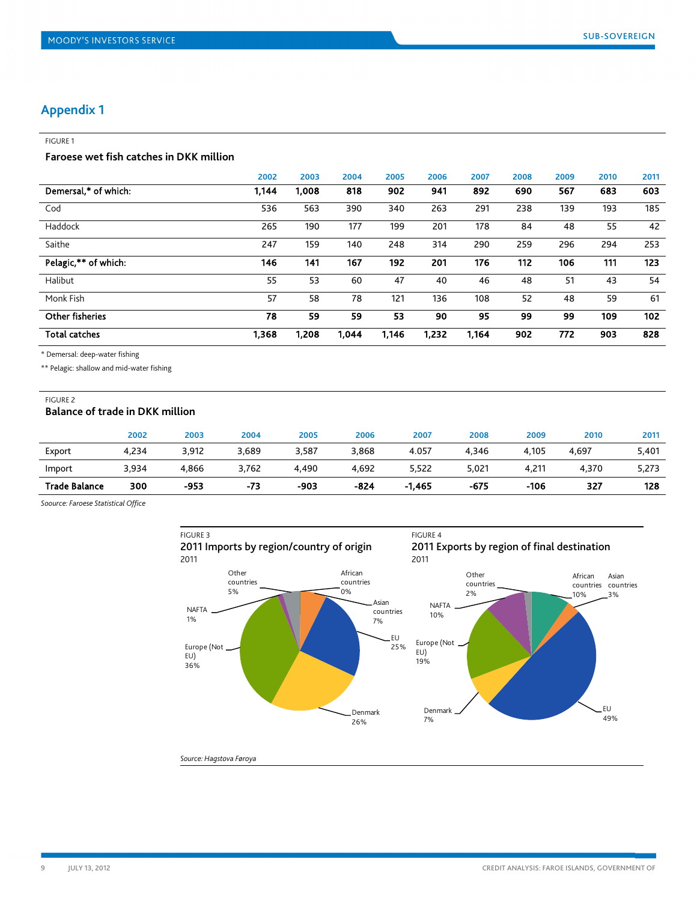## Appendix 1

FIGURE 1

### Faroese wet fish catches in DKK million

| | 2002 | 2003 | 2004 | 2005 | 2006 | 2007 | 2008 | 2009 | 2010 | 2011 |
|---|---|---|---|---|---|---|---|---|---|---|
| **Demersal,* of which:** | **1,144** | **1,008** | **818** | **902** | **941** | **892** | **690** | **567** | **683** | **603** |
| Cod | 536 | 563 | 390 | 340 | 263 | 291 | 238 | 139 | 193 | 185 |
| Haddock | 265 | 190 | 177 | 199 | 201 | 178 | 84 | 48 | 55 | 42 |
| Saithe | 247 | 159 | 140 | 248 | 314 | 290 | 259 | 296 | 294 | 253 |
| **Pelagic,** of which:** | **146** | **141** | **167** | **192** | **201** | **176** | **112** | **106** | **111** | **123** |
| Halibut | 55 | 53 | 60 | 47 | 40 | 46 | 48 | 51 | 43 | 54 |
| Monk Fish | 57 | 58 | 78 | 121 | 136 | 108 | 52 | 48 | 59 | 61 |
| **Other fisheries** | **78** | **59** | **59** | **53** | **90** | **95** | **99** | **99** | **109** | **102** |
| **Total catches** | **1,368** | **1,208** | **1,044** | **1,146** | **1,232** | **1,164** | **902** | **772** | **903** | **828** |

* Demersal: deep-water fishing

** Pelagic: shallow and mid-water fishing

FIGURE 2

### Balance of trade in DKK million

| | 2002 | 2003 | 2004 | 2005 | 2006 | 2007 | 2008 | 2009 | 2010 | 2011 |
|---|---|---|---|---|---|---|---|---|---|---|
| Export | 4,234 | 3,912 | 3,689 | 3,587 | 3,868 | 4.057 | 4,346 | 4,105 | 4,697 | 5,401 |
| Import | 3,934 | 4,866 | 3,762 | 4,490 | 4,692 | 5,522 | 5,021 | 4,211 | 4,370 | 5,273 |
| **Trade Balance** | **300** | **-953** | **-73** | **-903** | **-824** | **-1,465** | **-675** | **-106** | **327** | **128** |

*Soource: Faroese Statistical Office*

FIGURE 3

### 2011 Imports by region/country of origin

2011

Other countries 5%
African countries 0%
NAFTA 1%
Asian countries 7%
EU 25%
Europe (Not EU) 36%
Denmark 26%

FIGURE 4

### 2011 Exports by region of final destination

2011

Other countries 2%
African countries 10%
Asian countries 3%
NAFTA 10%
Europe (Not EU) 19%
Denmark 7%
EU 49%

*Source: Hagstova Føroya*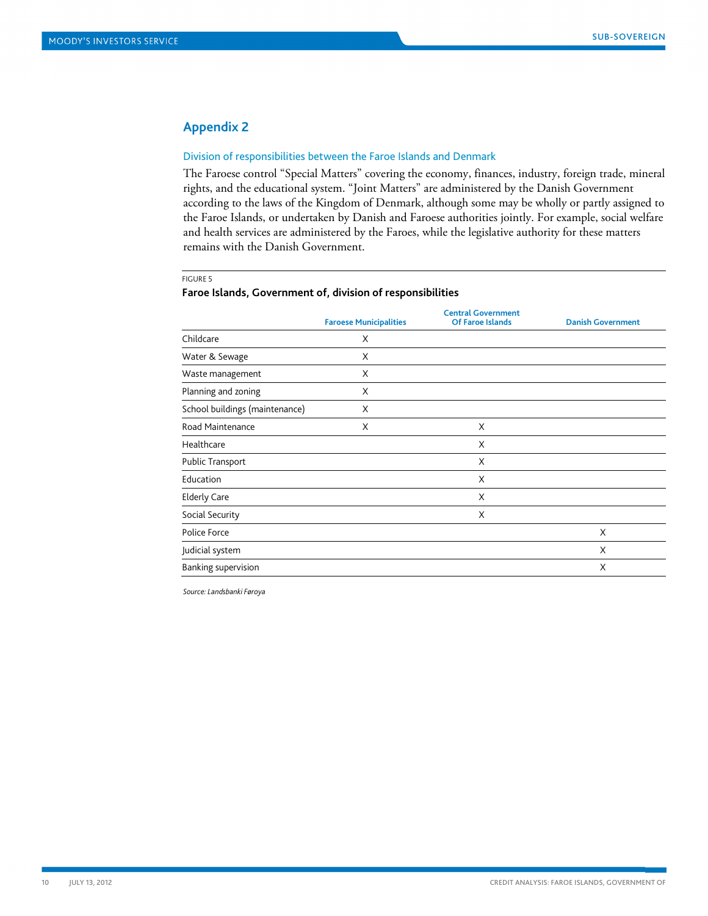## Appendix 2

### Division of responsibilities between the Faroe Islands and Denmark

The Faroese control "Special Matters" covering the economy, finances, industry, foreign trade, mineral rights, and the educational system. "Joint Matters" are administered by the Danish Government according to the laws of the Kingdom of Denmark, although some may be wholly or partly assigned to the Faroe Islands, or undertaken by Danish and Faroese authorities jointly. For example, social welfare and health services are administered by the Faroes, while the legislative authority for these matters remains with the Danish Government.

FIGURE 5

**Faroe Islands, Government of, division of responsibilities**

| | Faroese Municipalities | Central Government Of Faroe Islands | Danish Government |
|---|---|---|---|
| Childcare | X | | |
| Water & Sewage | X | | |
| Waste management | X | | |
| Planning and zoning | X | | |
| School buildings (maintenance) | X | | |
| Road Maintenance | X | X | |
| Healthcare | | X | |
| Public Transport | | X | |
| Education | | X | |
| Elderly Care | | X | |
| Social Security | | X | |
| Police Force | | | X |
| Judicial system | | | X |
| Banking supervision | | | X |

*Source: Landsbanki Føroya*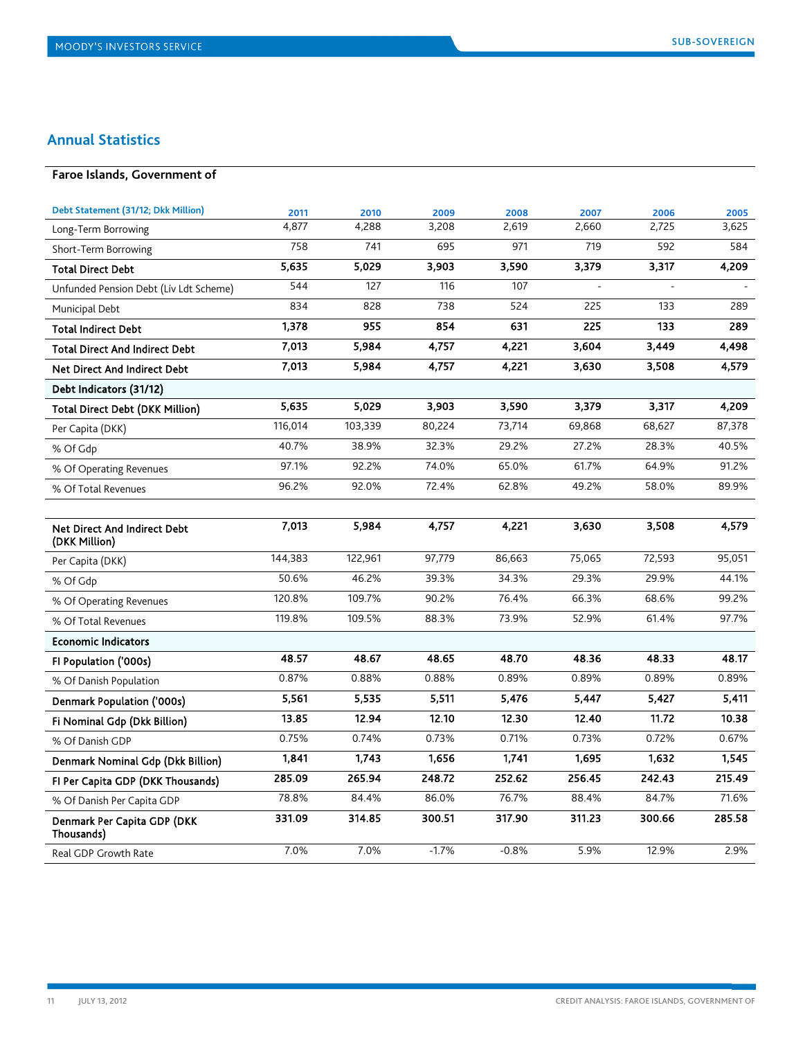## Annual Statistics

### Faroe Islands, Government of

| Debt Statement (31/12; Dkk Million) | 2011 | 2010 | 2009 | 2008 | 2007 | 2006 | 2005 |
|---|---|---|---|---|---|---|---|
| Long-Term Borrowing | 4,877 | 4,288 | 3,208 | 2,619 | 2,660 | 2,725 | 3,625 |
| Short-Term Borrowing | 758 | 741 | 695 | 971 | 719 | 592 | 584 |
| **Total Direct Debt** | **5,635** | **5,029** | **3,903** | **3,590** | **3,379** | **3,317** | **4,209** |
| Unfunded Pension Debt (Lív Ldt Scheme) | 544 | 127 | 116 | 107 | - | - | - |
| Municipal Debt | 834 | 828 | 738 | 524 | 225 | 133 | 289 |
| **Total Indirect Debt** | **1,378** | **955** | **854** | **631** | **225** | **133** | **289** |
| **Total Direct And Indirect Debt** | **7,013** | **5,984** | **4,757** | **4,221** | **3,604** | **3,449** | **4,498** |
| **Net Direct And Indirect Debt** | **7,013** | **5,984** | **4,757** | **4,221** | **3,630** | **3,508** | **4,579** |
| **Debt Indicators (31/12)** | | | | | | | |
| **Total Direct Debt (DKK Million)** | **5,635** | **5,029** | **3,903** | **3,590** | **3,379** | **3,317** | **4,209** |
| Per Capita (DKK) | 116,014 | 103,339 | 80,224 | 73,714 | 69,868 | 68,627 | 87,378 |
| % Of Gdp | 40.7% | 38.9% | 32.3% | 29.2% | 27.2% | 28.3% | 40.5% |
| % Of Operating Revenues | 97.1% | 92.2% | 74.0% | 65.0% | 61.7% | 64.9% | 91.2% |
| % Of Total Revenues | 96.2% | 92.0% | 72.4% | 62.8% | 49.2% | 58.0% | 89.9% |
| **Net Direct And Indirect Debt (DKK Million)** | **7,013** | **5,984** | **4,757** | **4,221** | **3,630** | **3,508** | **4,579** |
| Per Capita (DKK) | 144,383 | 122,961 | 97,779 | 86,663 | 75,065 | 72,593 | 95,051 |
| % Of Gdp | 50.6% | 46.2% | 39.3% | 34.3% | 29.3% | 29.9% | 44.1% |
| % Of Operating Revenues | 120.8% | 109.7% | 90.2% | 76.4% | 66.3% | 68.6% | 99.2% |
| % Of Total Revenues | 119.8% | 109.5% | 88.3% | 73.9% | 52.9% | 61.4% | 97.7% |
| **Economic Indicators** | | | | | | | |
| **FI Population ('000s)** | **48.57** | **48.67** | **48.65** | **48.70** | **48.36** | **48.33** | **48.17** |
| % Of Danish Population | 0.87% | 0.88% | 0.88% | 0.89% | 0.89% | 0.89% | 0.89% |
| **Denmark Population ('000s)** | **5,561** | **5,535** | **5,511** | **5,476** | **5,447** | **5,427** | **5,411** |
| **Fi Nominal Gdp (Dkk Billion)** | **13.85** | **12.94** | **12.10** | **12.30** | **12.40** | **11.72** | **10.38** |
| % Of Danish GDP | 0.75% | 0.74% | 0.73% | 0.71% | 0.73% | 0.72% | 0.67% |
| **Denmark Nominal Gdp (Dkk Billion)** | **1,841** | **1,743** | **1,656** | **1,741** | **1,695** | **1,632** | **1,545** |
| **FI Per Capita GDP (DKK Thousands)** | **285.09** | **265.94** | **248.72** | **252.62** | **256.45** | **242.43** | **215.49** |
| % Of Danish Per Capita GDP | 78.8% | 84.4% | 86.0% | 76.7% | 88.4% | 84.7% | 71.6% |
| **Denmark Per Capita GDP (DKK Thousands)** | **331.09** | **314.85** | **300.51** | **317.90** | **311.23** | **300.66** | **285.58** |
| Real GDP Growth Rate | 7.0% | 7.0% | -1.7% | -0.8% | 5.9% | 12.9% | 2.9% |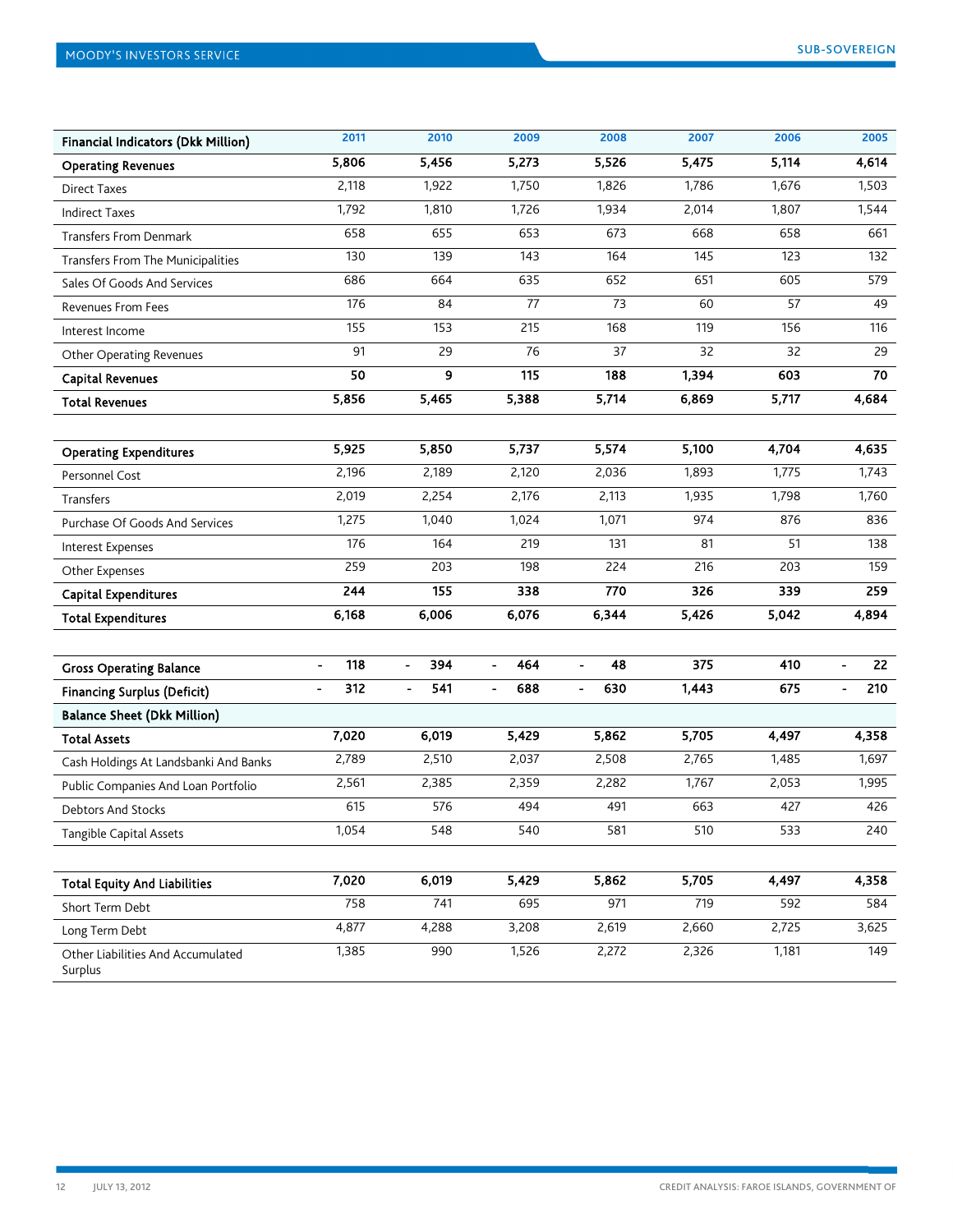| Financial Indicators (Dkk Million) | 2011 | 2010 | 2009 | 2008 | 2007 | 2006 | 2005 |
|---|---|---|---|---|---|---|---|
| **Operating Revenues** | **5,806** | **5,456** | **5,273** | **5,526** | **5,475** | **5,114** | **4,614** |
| Direct Taxes | 2,118 | 1,922 | 1,750 | 1,826 | 1,786 | 1,676 | 1,503 |
| Indirect Taxes | 1,792 | 1,810 | 1,726 | 1,934 | 2,014 | 1,807 | 1,544 |
| Transfers From Denmark | 658 | 655 | 653 | 673 | 668 | 658 | 661 |
| Transfers From The Municipalities | 130 | 139 | 143 | 164 | 145 | 123 | 132 |
| Sales Of Goods And Services | 686 | 664 | 635 | 652 | 651 | 605 | 579 |
| Revenues From Fees | 176 | 84 | 77 | 73 | 60 | 57 | 49 |
| Interest Income | 155 | 153 | 215 | 168 | 119 | 156 | 116 |
| Other Operating Revenues | 91 | 29 | 76 | 37 | 32 | 32 | 29 |
| **Capital Revenues** | **50** | **9** | **115** | **188** | **1,394** | **603** | **70** |
| **Total Revenues** | **5,856** | **5,465** | **5,388** | **5,714** | **6,869** | **5,717** | **4,684** |
| | | | | | | | |
| **Operating Expenditures** | **5,925** | **5,850** | **5,737** | **5,574** | **5,100** | **4,704** | **4,635** |
| Personnel Cost | 2,196 | 2,189 | 2,120 | 2,036 | 1,893 | 1,775 | 1,743 |
| Transfers | 2,019 | 2,254 | 2,176 | 2,113 | 1,935 | 1,798 | 1,760 |
| Purchase Of Goods And Services | 1,275 | 1,040 | 1,024 | 1,071 | 974 | 876 | 836 |
| Interest Expenses | 176 | 164 | 219 | 131 | 81 | 51 | 138 |
| Other Expenses | 259 | 203 | 198 | 224 | 216 | 203 | 159 |
| **Capital Expenditures** | **244** | **155** | **338** | **770** | **326** | **339** | **259** |
| **Total Expenditures** | **6,168** | **6,006** | **6,076** | **6,344** | **5,426** | **5,042** | **4,894** |
| | | | | | | | |
| **Gross Operating Balance** | **- 118** | **- 394** | **- 464** | **- 48** | **375** | **410** | **- 22** |
| **Financing Surplus (Deficit)** | **- 312** | **- 541** | **- 688** | **- 630** | **1,443** | **675** | **- 210** |
| **Balance Sheet (Dkk Million)** | | | | | | | |
| **Total Assets** | **7,020** | **6,019** | **5,429** | **5,862** | **5,705** | **4,497** | **4,358** |
| Cash Holdings At Landsbanki And Banks | 2,789 | 2,510 | 2,037 | 2,508 | 2,765 | 1,485 | 1,697 |
| Public Companies And Loan Portfolio | 2,561 | 2,385 | 2,359 | 2,282 | 1,767 | 2,053 | 1,995 |
| Debtors And Stocks | 615 | 576 | 494 | 491 | 663 | 427 | 426 |
| Tangible Capital Assets | 1,054 | 548 | 540 | 581 | 510 | 533 | 240 |
| | | | | | | | |
| **Total Equity And Liabilities** | **7,020** | **6,019** | **5,429** | **5,862** | **5,705** | **4,497** | **4,358** |
| Short Term Debt | 758 | 741 | 695 | 971 | 719 | 592 | 584 |
| Long Term Debt | 4,877 | 4,288 | 3,208 | 2,619 | 2,660 | 2,725 | 3,625 |
| Other Liabilities And Accumulated Surplus | 1,385 | 990 | 1,526 | 2,272 | 2,326 | 1,181 | 149 |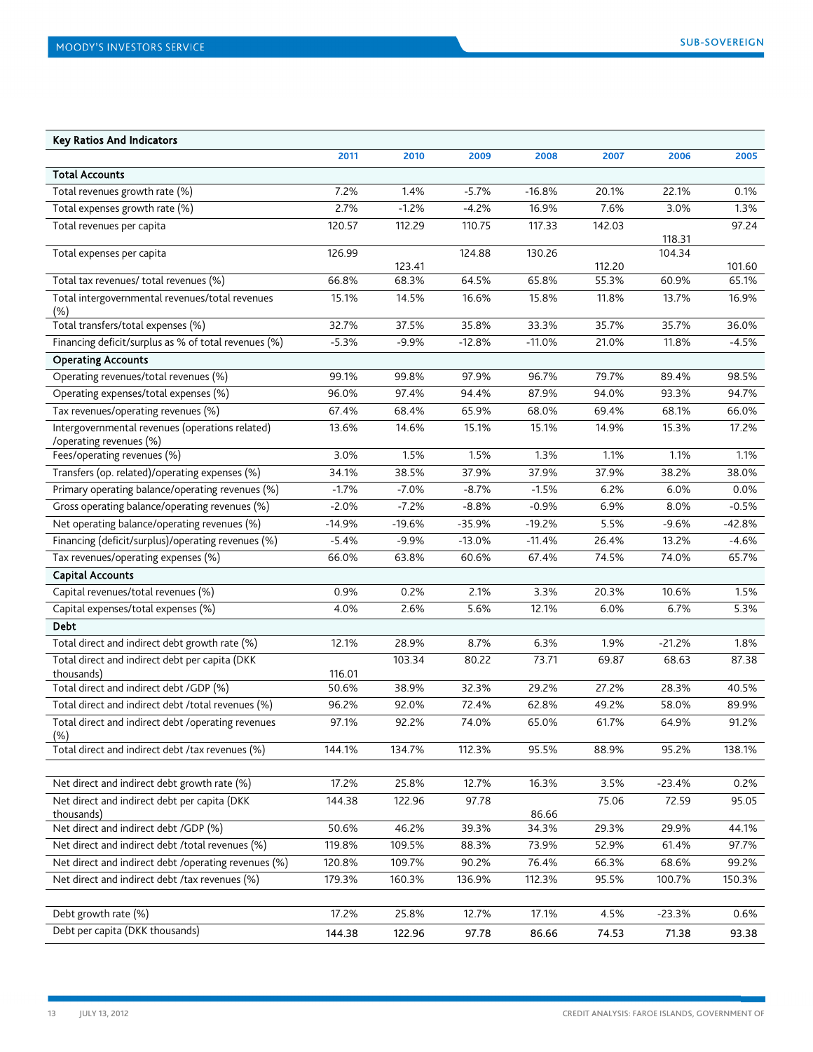| Key Ratios And Indicators | 2011 | 2010 | 2009 | 2008 | 2007 | 2006 | 2005 |
|---|---|---|---|---|---|---|---|
| **Total Accounts** | | | | | | | |
| Total revenues growth rate (%) | 7.2% | 1.4% | -5.7% | -16.8% | 20.1% | 22.1% | 0.1% |
| Total expenses growth rate (%) | 2.7% | -1.2% | -4.2% | 16.9% | 7.6% | 3.0% | 1.3% |
| Total revenues per capita | 120.57 | 112.29 | 110.75 | 117.33 | 142.03 | 118.31 | 97.24 |
| Total expenses per capita | 126.99 | 123.41 | 124.88 | 130.26 | 112.20 | 104.34 | 101.60 |
| Total tax revenues/ total revenues (%) | 66.8% | 68.3% | 64.5% | 65.8% | 55.3% | 60.9% | 65.1% |
| Total intergovernmental revenues/total revenues (%) | 15.1% | 14.5% | 16.6% | 15.8% | 11.8% | 13.7% | 16.9% |
| Total transfers/total expenses (%) | 32.7% | 37.5% | 35.8% | 33.3% | 35.7% | 35.7% | 36.0% |
| Financing deficit/surplus as % of total revenues (%) | -5.3% | -9.9% | -12.8% | -11.0% | 21.0% | 11.8% | -4.5% |
| **Operating Accounts** | | | | | | | |
| Operating revenues/total revenues (%) | 99.1% | 99.8% | 97.9% | 96.7% | 79.7% | 89.4% | 98.5% |
| Operating expenses/total expenses (%) | 96.0% | 97.4% | 94.4% | 87.9% | 94.0% | 93.3% | 94.7% |
| Tax revenues/operating revenues (%) | 67.4% | 68.4% | 65.9% | 68.0% | 69.4% | 68.1% | 66.0% |
| Intergovernmental revenues (operations related) /operating revenues (%) | 13.6% | 14.6% | 15.1% | 15.1% | 14.9% | 15.3% | 17.2% |
| Fees/operating revenues (%) | 3.0% | 1.5% | 1.5% | 1.3% | 1.1% | 1.1% | 1.1% |
| Transfers (op. related)/operating expenses (%) | 34.1% | 38.5% | 37.9% | 37.9% | 37.9% | 38.2% | 38.0% |
| Primary operating balance/operating revenues (%) | -1.7% | -7.0% | -8.7% | -1.5% | 6.2% | 6.0% | 0.0% |
| Gross operating balance/operating revenues (%) | -2.0% | -7.2% | -8.8% | -0.9% | 6.9% | 8.0% | -0.5% |
| Net operating balance/operating revenues (%) | -14.9% | -19.6% | -35.9% | -19.2% | 5.5% | -9.6% | -42.8% |
| Financing (deficit/surplus)/operating revenues (%) | -5.4% | -9.9% | -13.0% | -11.4% | 26.4% | 13.2% | -4.6% |
| Tax revenues/operating expenses (%) | 66.0% | 63.8% | 60.6% | 67.4% | 74.5% | 74.0% | 65.7% |
| **Capital Accounts** | | | | | | | |
| Capital revenues/total revenues (%) | 0.9% | 0.2% | 2.1% | 3.3% | 20.3% | 10.6% | 1.5% |
| Capital expenses/total expenses (%) | 4.0% | 2.6% | 5.6% | 12.1% | 6.0% | 6.7% | 5.3% |
| **Debt** | | | | | | | |
| Total direct and indirect debt growth rate (%) | 12.1% | 28.9% | 8.7% | 6.3% | 1.9% | -21.2% | 1.8% |
| Total direct and indirect debt per capita (DKK thousands) | 116.01 | 103.34 | 80.22 | 73.71 | 69.87 | 68.63 | 87.38 |
| Total direct and indirect debt /GDP (%) | 50.6% | 38.9% | 32.3% | 29.2% | 27.2% | 28.3% | 40.5% |
| Total direct and indirect debt /total revenues (%) | 96.2% | 92.0% | 72.4% | 62.8% | 49.2% | 58.0% | 89.9% |
| Total direct and indirect debt /operating revenues (%) | 97.1% | 92.2% | 74.0% | 65.0% | 61.7% | 64.9% | 91.2% |
| Total direct and indirect debt /tax revenues (%) | 144.1% | 134.7% | 112.3% | 95.5% | 88.9% | 95.2% | 138.1% |
| | | | | | | | |
| Net direct and indirect debt growth rate (%) | 17.2% | 25.8% | 12.7% | 16.3% | 3.5% | -23.4% | 0.2% |
| Net direct and indirect debt per capita (DKK thousands) | 144.38 | 122.96 | 97.78 | 86.66 | 75.06 | 72.59 | 95.05 |
| Net direct and indirect debt /GDP (%) | 50.6% | 46.2% | 39.3% | 34.3% | 29.3% | 29.9% | 44.1% |
| Net direct and indirect debt /total revenues (%) | 119.8% | 109.5% | 88.3% | 73.9% | 52.9% | 61.4% | 97.7% |
| Net direct and indirect debt /operating revenues (%) | 120.8% | 109.7% | 90.2% | 76.4% | 66.3% | 68.6% | 99.2% |
| Net direct and indirect debt /tax revenues (%) | 179.3% | 160.3% | 136.9% | 112.3% | 95.5% | 100.7% | 150.3% |
| | | | | | | | |
| Debt growth rate (%) | 17.2% | 25.8% | 12.7% | 17.1% | 4.5% | -23.3% | 0.6% |
| Debt per capita (DKK thousands) | 144.38 | 122.96 | 97.78 | 86.66 | 74.53 | 71.38 | 93.38 |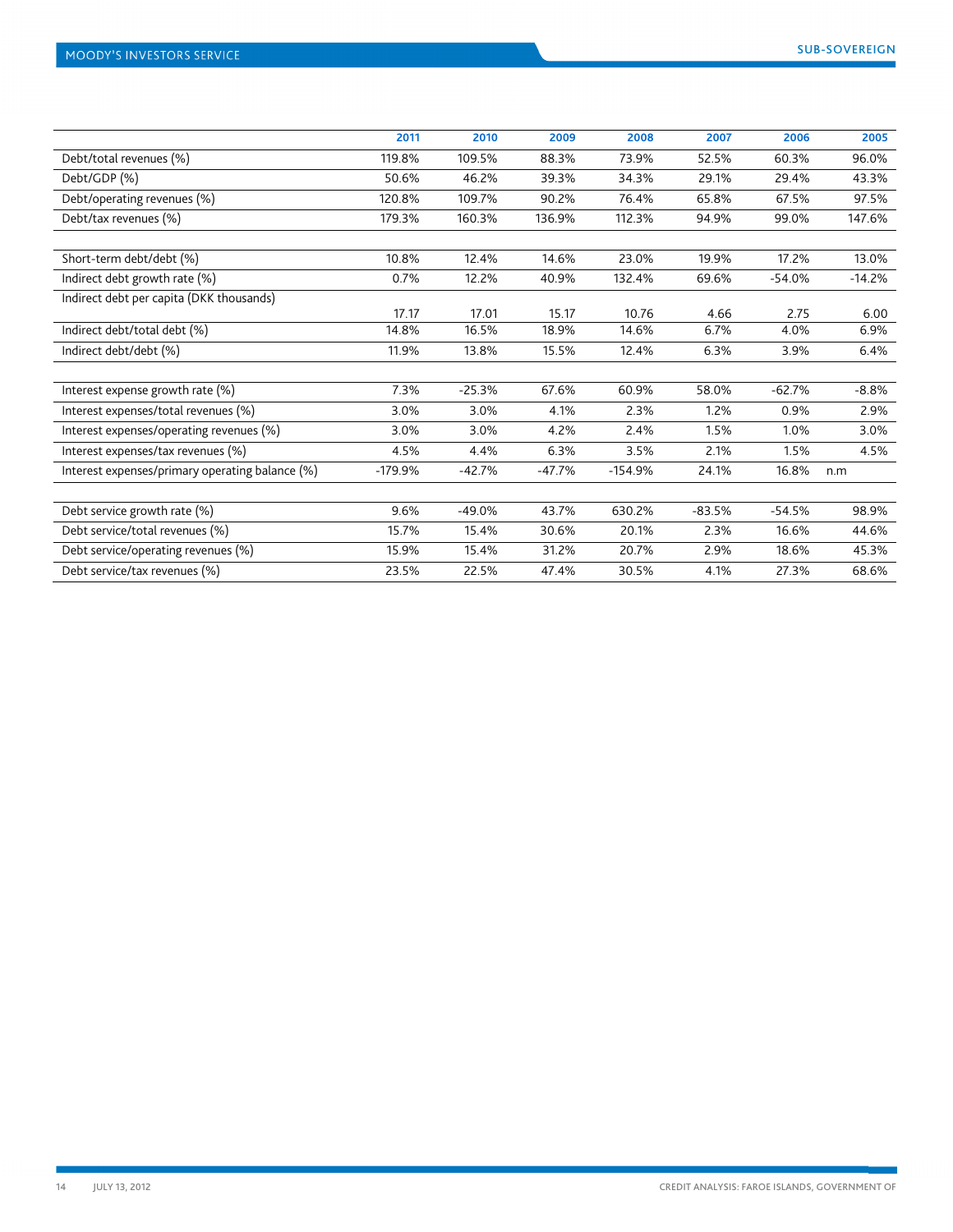| | 2011 | 2010 | 2009 | 2008 | 2007 | 2006 | 2005 |
|---|---|---|---|---|---|---|---|
| Debt/total revenues (%) | 119.8% | 109.5% | 88.3% | 73.9% | 52.5% | 60.3% | 96.0% |
| Debt/GDP (%) | 50.6% | 46.2% | 39.3% | 34.3% | 29.1% | 29.4% | 43.3% |
| Debt/operating revenues (%) | 120.8% | 109.7% | 90.2% | 76.4% | 65.8% | 67.5% | 97.5% |
| Debt/tax revenues (%) | 179.3% | 160.3% | 136.9% | 112.3% | 94.9% | 99.0% | 147.6% |
| | | | | | | | |
| Short-term debt/debt (%) | 10.8% | 12.4% | 14.6% | 23.0% | 19.9% | 17.2% | 13.0% |
| Indirect debt growth rate (%) | 0.7% | 12.2% | 40.9% | 132.4% | 69.6% | -54.0% | -14.2% |
| Indirect debt per capita (DKK thousands) | 17.17 | 17.01 | 15.17 | 10.76 | 4.66 | 2.75 | 6.00 |
| Indirect debt/total debt (%) | 14.8% | 16.5% | 18.9% | 14.6% | 6.7% | 4.0% | 6.9% |
| Indirect debt/debt (%) | 11.9% | 13.8% | 15.5% | 12.4% | 6.3% | 3.9% | 6.4% |
| | | | | | | | |
| Interest expense growth rate (%) | 7.3% | -25.3% | 67.6% | 60.9% | 58.0% | -62.7% | -8.8% |
| Interest expenses/total revenues (%) | 3.0% | 3.0% | 4.1% | 2.3% | 1.2% | 0.9% | 2.9% |
| Interest expenses/operating revenues (%) | 3.0% | 3.0% | 4.2% | 2.4% | 1.5% | 1.0% | 3.0% |
| Interest expenses/tax revenues (%) | 4.5% | 4.4% | 6.3% | 3.5% | 2.1% | 1.5% | 4.5% |
| Interest expenses/primary operating balance (%) | -179.9% | -42.7% | -47.7% | -154.9% | 24.1% | 16.8% | n.m |
| | | | | | | | |
| Debt service growth rate (%) | 9.6% | -49.0% | 43.7% | 630.2% | -83.5% | -54.5% | 98.9% |
| Debt service/total revenues (%) | 15.7% | 15.4% | 30.6% | 20.1% | 2.3% | 16.6% | 44.6% |
| Debt service/operating revenues (%) | 15.9% | 15.4% | 31.2% | 20.7% | 2.9% | 18.6% | 45.3% |
| Debt service/tax revenues (%) | 23.5% | 22.5% | 47.4% | 30.5% | 4.1% | 27.3% | 68.6% |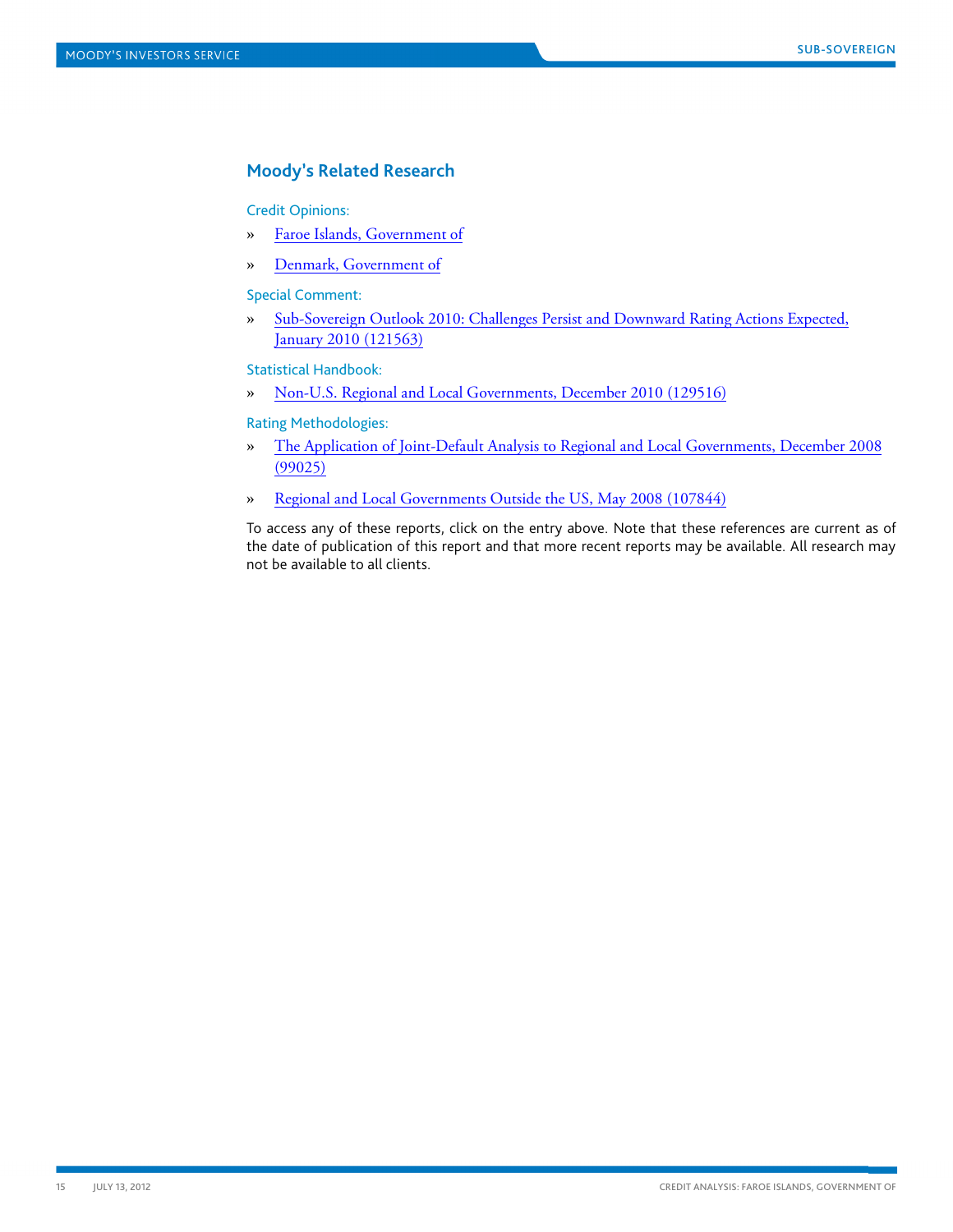## Moody's Related Research

Credit Opinions:

- Faroe Islands, Government of
- Denmark, Government of

Special Comment:

- Sub-Sovereign Outlook 2010: Challenges Persist and Downward Rating Actions Expected, January 2010 (121563)

Statistical Handbook:

- Non-U.S. Regional and Local Governments, December 2010 (129516)

Rating Methodologies:

- The Application of Joint-Default Analysis to Regional and Local Governments, December 2008 (99025)
- Regional and Local Governments Outside the US, May 2008 (107844)

To access any of these reports, click on the entry above. Note that these references are current as of the date of publication of this report and that more recent reports may be available. All research may not be available to all clients.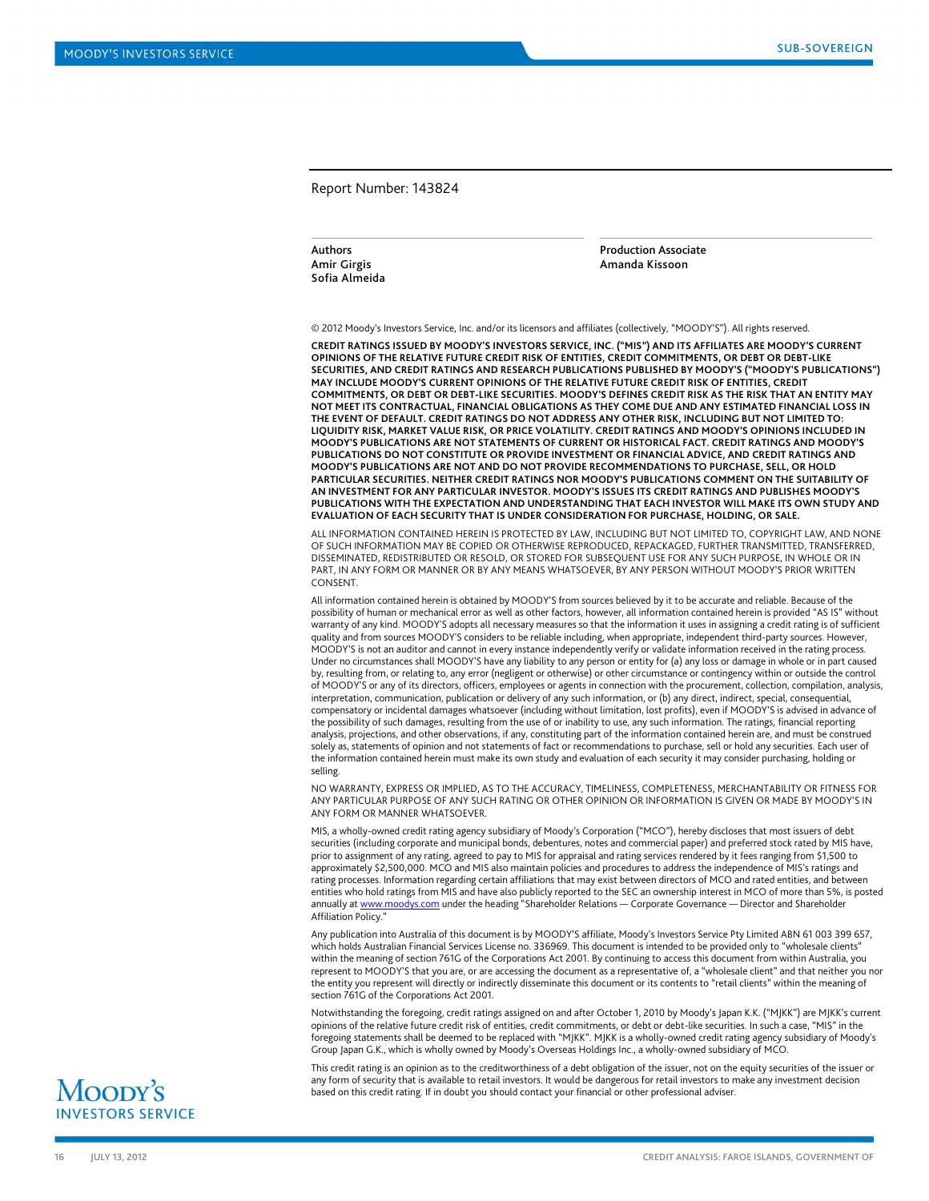Report Number: 143824

| Authors | Production Associate |
| --- | --- |
| Amir Girgis<br>Sofia Almeida | Amanda Kissoon |

© 2012 Moody's Investors Service, Inc. and/or its licensors and affiliates (collectively, "MOODY'S"). All rights reserved.

**CREDIT RATINGS ISSUED BY MOODY'S INVESTORS SERVICE, INC. ("MIS") AND ITS AFFILIATES ARE MOODY'S CURRENT OPINIONS OF THE RELATIVE FUTURE CREDIT RISK OF ENTITIES, CREDIT COMMITMENTS, OR DEBT OR DEBT-LIKE SECURITIES, AND CREDIT RATINGS AND RESEARCH PUBLICATIONS PUBLISHED BY MOODY'S ("MOODY'S PUBLICATIONS") MAY INCLUDE MOODY'S CURRENT OPINIONS OF THE RELATIVE FUTURE CREDIT RISK OF ENTITIES, CREDIT COMMITMENTS, OR DEBT OR DEBT-LIKE SECURITIES. MOODY'S DEFINES CREDIT RISK AS THE RISK THAT AN ENTITY MAY NOT MEET ITS CONTRACTUAL, FINANCIAL OBLIGATIONS AS THEY COME DUE AND ANY ESTIMATED FINANCIAL LOSS IN THE EVENT OF DEFAULT. CREDIT RATINGS DO NOT ADDRESS ANY OTHER RISK, INCLUDING BUT NOT LIMITED TO: LIQUIDITY RISK, MARKET VALUE RISK, OR PRICE VOLATILITY. CREDIT RATINGS AND MOODY'S OPINIONS INCLUDED IN MOODY'S PUBLICATIONS ARE NOT STATEMENTS OF CURRENT OR HISTORICAL FACT. CREDIT RATINGS AND MOODY'S PUBLICATIONS DO NOT CONSTITUTE OR PROVIDE INVESTMENT OR FINANCIAL ADVICE, AND CREDIT RATINGS AND MOODY'S PUBLICATIONS ARE NOT AND DO NOT PROVIDE RECOMMENDATIONS TO PURCHASE, SELL, OR HOLD PARTICULAR SECURITIES. NEITHER CREDIT RATINGS NOR MOODY'S PUBLICATIONS COMMENT ON THE SUITABILITY OF AN INVESTMENT FOR ANY PARTICULAR INVESTOR. MOODY'S ISSUES ITS CREDIT RATINGS AND PUBLISHES MOODY'S PUBLICATIONS WITH THE EXPECTATION AND UNDERSTANDING THAT EACH INVESTOR WILL MAKE ITS OWN STUDY AND EVALUATION OF EACH SECURITY THAT IS UNDER CONSIDERATION FOR PURCHASE, HOLDING, OR SALE.**

ALL INFORMATION CONTAINED HEREIN IS PROTECTED BY LAW, INCLUDING BUT NOT LIMITED TO, COPYRIGHT LAW, AND NONE OF SUCH INFORMATION MAY BE COPIED OR OTHERWISE REPRODUCED, REPACKAGED, FURTHER TRANSMITTED, TRANSFERRED, DISSEMINATED, REDISTRIBUTED OR RESOLD, OR STORED FOR SUBSEQUENT USE FOR ANY SUCH PURPOSE, IN WHOLE OR IN PART, IN ANY FORM OR MANNER OR BY ANY MEANS WHATSOEVER, BY ANY PERSON WITHOUT MOODY'S PRIOR WRITTEN CONSENT.

All information contained herein is obtained by MOODY'S from sources believed by it to be accurate and reliable. Because of the possibility of human or mechanical error as well as other factors, however, all information contained herein is provided "AS IS" without warranty of any kind. MOODY'S adopts all necessary measures so that the information it uses in assigning a credit rating is of sufficient quality and from sources MOODY'S considers to be reliable including, when appropriate, independent third-party sources. However, MOODY'S is not an auditor and cannot in every instance independently verify or validate information received in the rating process. Under no circumstances shall MOODY'S have any liability to any person or entity for (a) any loss or damage in whole or in part caused by, resulting from, or relating to, any error (negligent or otherwise) or other circumstance or contingency within or outside the control of MOODY'S or any of its directors, officers, employees or agents in connection with the procurement, collection, compilation, analysis, interpretation, communication, publication or delivery of any such information, or (b) any direct, indirect, special, consequential, compensatory or incidental damages whatsoever (including without limitation, lost profits), even if MOODY'S is advised in advance of the possibility of such damages, resulting from the use of or inability to use, any such information. The ratings, financial reporting analysis, projections, and other observations, if any, constituting part of the information contained herein are, and must be construed solely as, statements of opinion and not statements of fact or recommendations to purchase, sell or hold any securities. Each user of the information contained herein must make its own study and evaluation of each security it may consider purchasing, holding or selling.

NO WARRANTY, EXPRESS OR IMPLIED, AS TO THE ACCURACY, TIMELINESS, COMPLETENESS, MERCHANTABILITY OR FITNESS FOR ANY PARTICULAR PURPOSE OF ANY SUCH RATING OR OTHER OPINION OR INFORMATION IS GIVEN OR MADE BY MOODY'S IN ANY FORM OR MANNER WHATSOEVER.

MIS, a wholly-owned credit rating agency subsidiary of Moody's Corporation ("MCO"), hereby discloses that most issuers of debt securities (including corporate and municipal bonds, debentures, notes and commercial paper) and preferred stock rated by MIS have, prior to assignment of any rating, agreed to pay to MIS for appraisal and rating services rendered by it fees ranging from $1,500 to approximately $2,500,000. MCO and MIS also maintain policies and procedures to address the independence of MIS's ratings and rating processes. Information regarding certain affiliations that may exist between directors of MCO and rated entities, and between entities who hold ratings from MIS and have also publicly reported to the SEC an ownership interest in MCO of more than 5%, is posted annually at www.moodys.com under the heading "Shareholder Relations — Corporate Governance — Director and Shareholder Affiliation Policy."

Any publication into Australia of this document is by MOODY'S affiliate, Moody's Investors Service Pty Limited ABN 61 003 399 657, which holds Australian Financial Services License no. 336969. This document is intended to be provided only to "wholesale clients" within the meaning of section 761G of the Corporations Act 2001. By continuing to access this document from within Australia, you represent to MOODY'S that you are, or are accessing the document as a representative of, a "wholesale client" and that neither you nor the entity you represent will directly or indirectly disseminate this document or its contents to "retail clients" within the meaning of section 761G of the Corporations Act 2001.

Notwithstanding the foregoing, credit ratings assigned on and after October 1, 2010 by Moody's Japan K.K. ("MJKK") are MJKK's current opinions of the relative future credit risk of entities, credit commitments, or debt or debt-like securities. In such a case, "MIS" in the foregoing statements shall be deemed to be replaced with "MJKK". MJKK is a wholly-owned credit rating agency subsidiary of Moody's Group Japan G.K., which is wholly owned by Moody's Overseas Holdings Inc., a wholly-owned subsidiary of MCO.

This credit rating is an opinion as to the creditworthiness of a debt obligation of the issuer, not on the equity securities of the issuer or any form of security that is available to retail investors. It would be dangerous for retail investors to make any investment decision based on this credit rating. If in doubt you should contact your financial or other professional adviser.